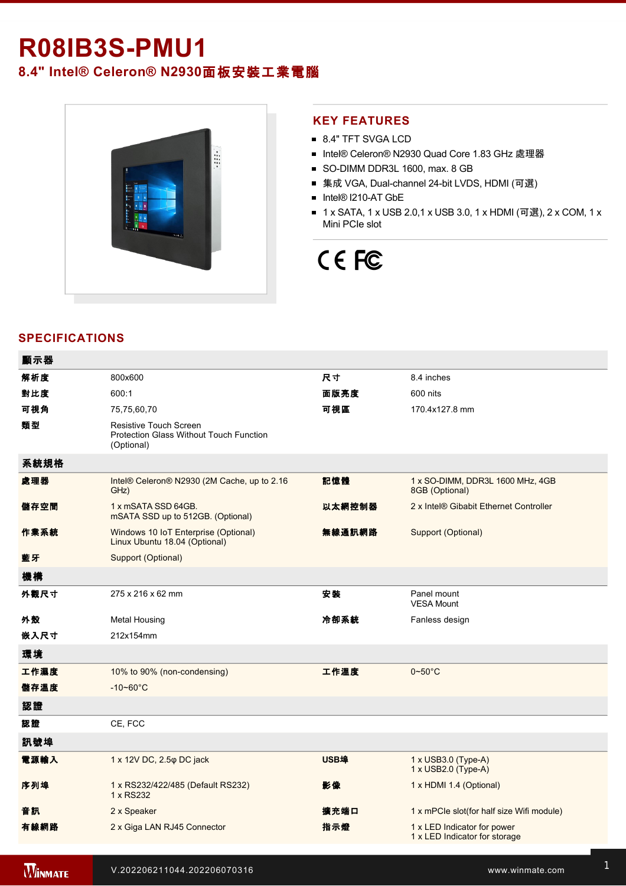# R08IB3S-PMU1

## 8.4" Intel® Celeron® N2930面板安裝工業電腦

## KEY FEATURES

- 8.4" TFT SVGA LCD
- Intel® Celeron® N2930 Quad Core 1.83 GHz 處理器
- SO-DIMM DDR3L 1600, max. 8 GB
- 集成 VGA, Dual-channel 24-bit LVDS, HDMI (可選)
- Intel® I210-AT GbE
- 1 x SATA, 1 x USB 2.0,1 x USB 3.0, 1 x HDMI (可選), 2 x COM, 1 x Mini PCIe slot

## SPECIFICATIONS

| **顯示器** | | | |
|---|---|---|---|
| **解析度** | 800x600 | **尺寸** | 8.4 inches |
| **對比度** | 600:1 | **面版亮度** | 600 nits |
| **可視角** | 75,75,60,70 | **可視區** | 170.4x127.8 mm |
| **類型** | Resistive Touch Screen<br>Protection Glass Without Touch Function (Optional) | | |
| **系統規格** | | | |
| **處理器** | Intel® Celeron® N2930 (2M Cache, up to 2.16 GHz) | **記憶體** | 1 x SO-DIMM, DDR3L 1600 MHz, 4GB<br>8GB (Optional) |
| **儲存空間** | 1 x mSATA SSD 64GB.<br>mSATA SSD up to 512GB. (Optional) | **以太網控制器** | 2 x Intel® Gibabit Ethernet Controller |
| **作業系統** | Windows 10 IoT Enterprise (Optional)<br>Linux Ubuntu 18.04 (Optional) | **無線通訊網路** | Support (Optional) |
| **藍牙** | Support (Optional) | | |
| **機構** | | | |
| **外觀尺寸** | 275 x 216 x 62 mm | **安裝** | Panel mount<br>VESA Mount |
| **外殼** | Metal Housing | **冷卻系統** | Fanless design |
| **嵌入尺寸** | 212x154mm | | |
| **環境** | | | |
| **工作濕度** | 10% to 90% (non-condensing) | **工作溫度** | 0~50°C |
| **儲存溫度** | -10~60°C | | |
| **認證** | | | |
| **認證** | CE, FCC | | |
| **訊號埠** | | | |
| **電源輸入** | 1 x 12V DC, 2.5φ DC jack | **USB埠** | 1 x USB3.0 (Type-A)<br>1 x USB2.0 (Type-A) |
| **序列埠** | 1 x RS232/422/485 (Default RS232)<br>1 x RS232 | **影像** | 1 x HDMI 1.4 (Optional) |
| **音訊** | 2 x Speaker | **擴充端口** | 1 x mPCIe slot(for half size Wifi module) |
| **有線網路** | 2 x Giga LAN RJ45 Connector | **指示燈** | 1 x LED Indicator for power<br>1 x LED Indicator for storage |

V.202206211044.202206070316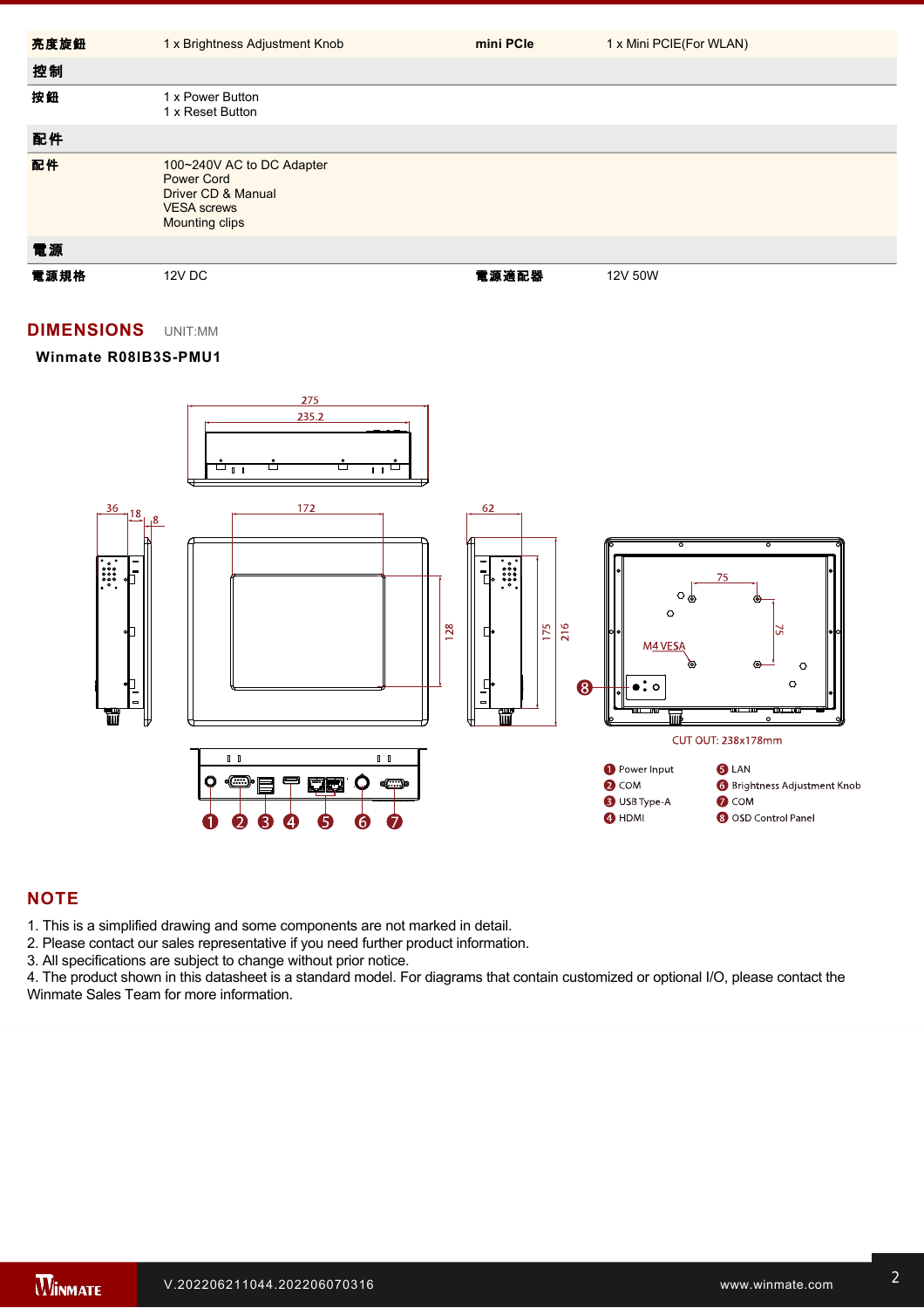| | | | |
|---|---|---|---|
| 亮度旋鈕 | 1 x Brightness Adjustment Knob | mini PCIe | 1 x Mini PCIE(For WLAN) |
| **控制** | | | |
| 按鈕 | 1 x Power Button<br>1 x Reset Button | | |
| **配件** | | | |
| 配件 | 100~240V AC to DC Adapter<br>Power Cord<br>Driver CD & Manual<br>VESA screws<br>Mounting clips | | |
| **電源** | | | |
| 電源規格 | 12V DC | 電源適配器 | 12V 50W |

## DIMENSIONS UNIT:MM

**Winmate R08IB3S-PMU1**

275
235.2
36
18
8
172
62
128
175
216
75
75
M4 VESA
CUT OUT: 238x178mm

1 Power Input
2 COM
3 USB Type-A
4 HDMI
5 LAN
6 Brightness Adjustment Knob
7 COM
8 OSD Control Panel

## NOTE

1. This is a simplified drawing and some components are not marked in detail.
2. Please contact our sales representative if you need further product information.
3. All specifications are subject to change without prior notice.
4. The product shown in this datasheet is a standard model. For diagrams that contain customized or optional I/O, please contact the Winmate Sales Team for more information.